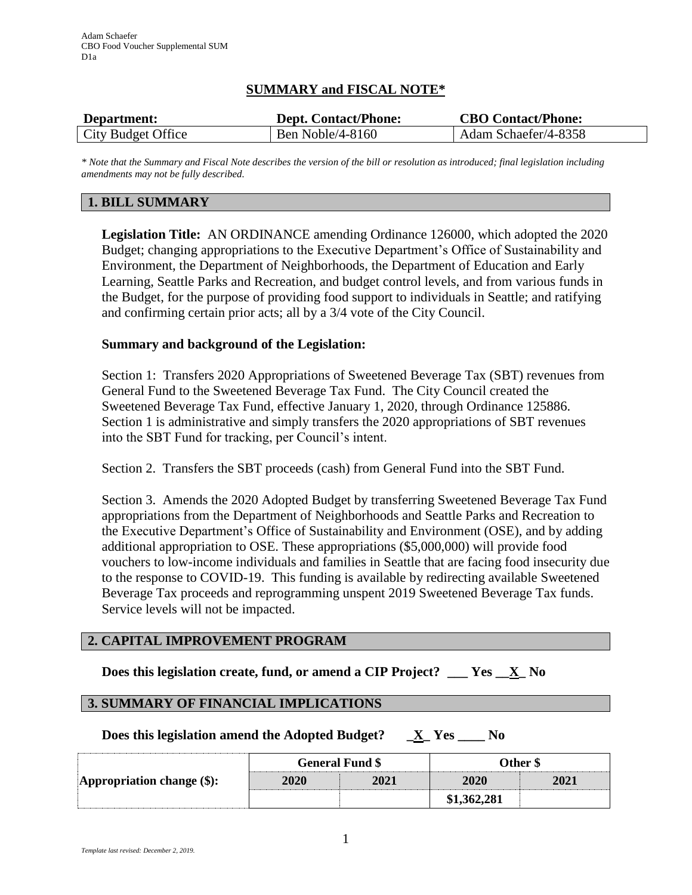Adam Schaefer
CBO Food Voucher Supplemental SUM
D1a

# SUMMARY and FISCAL NOTE*

| Department: | Dept. Contact/Phone: | CBO Contact/Phone: |
|---|---|---|
| City Budget Office | Ben Noble/4-8160 | Adam Schaefer/4-8358 |

*\* Note that the Summary and Fiscal Note describes the version of the bill or resolution as introduced; final legislation including amendments may not be fully described.*

## 1. BILL SUMMARY

**Legislation Title:** AN ORDINANCE amending Ordinance 126000, which adopted the 2020 Budget; changing appropriations to the Executive Department's Office of Sustainability and Environment, the Department of Neighborhoods, the Department of Education and Early Learning, Seattle Parks and Recreation, and budget control levels, and from various funds in the Budget, for the purpose of providing food support to individuals in Seattle; and ratifying and confirming certain prior acts; all by a 3/4 vote of the City Council.

**Summary and background of the Legislation:**

Section 1: Transfers 2020 Appropriations of Sweetened Beverage Tax (SBT) revenues from General Fund to the Sweetened Beverage Tax Fund. The City Council created the Sweetened Beverage Tax Fund, effective January 1, 2020, through Ordinance 125886. Section 1 is administrative and simply transfers the 2020 appropriations of SBT revenues into the SBT Fund for tracking, per Council's intent.

Section 2. Transfers the SBT proceeds (cash) from General Fund into the SBT Fund.

Section 3. Amends the 2020 Adopted Budget by transferring Sweetened Beverage Tax Fund appropriations from the Department of Neighborhoods and Seattle Parks and Recreation to the Executive Department's Office of Sustainability and Environment (OSE), and by adding additional appropriation to OSE. These appropriations ($5,000,000) will provide food vouchers to low-income individuals and families in Seattle that are facing food insecurity due to the response to COVID-19. This funding is available by redirecting available Sweetened Beverage Tax proceeds and reprogramming unspent 2019 Sweetened Beverage Tax funds. Service levels will not be impacted.

## 2. CAPITAL IMPROVEMENT PROGRAM

**Does this legislation create, fund, or amend a CIP Project? \_\_\_ Yes \_\_X\_ No**

## 3. SUMMARY OF FINANCIAL IMPLICATIONS

**Does this legislation amend the Adopted Budget? \_X\_ Yes \_\_\_\_ No**

| | General Fund $ | | Other $ | |
|---|---|---|---|---|
| **Appropriation change ($):** | **2020** | **2021** | **2020** | **2021** |
| | | | $1,362,281 | |

*Template last revised: December 2, 2019.*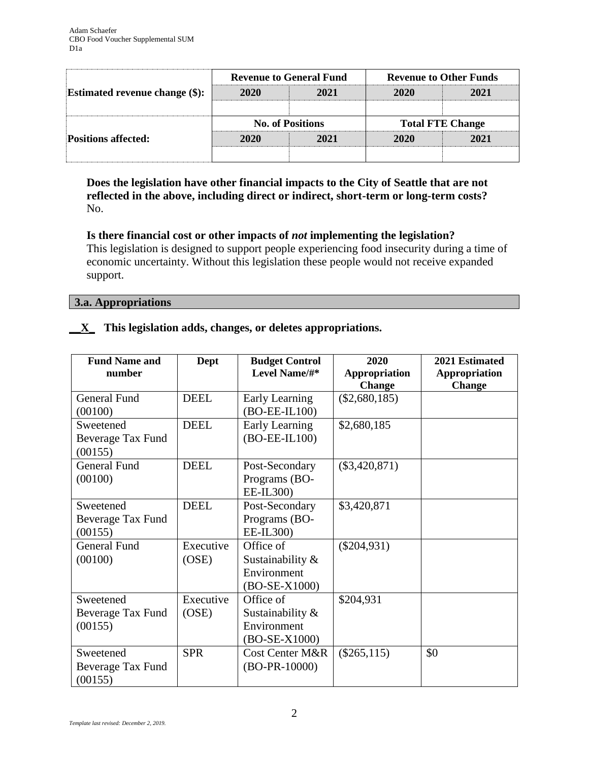| Estimated revenue change ($): | Revenue to General Fund | | Revenue to Other Funds | |
|---|---|---|---|---|
| | 2020 | 2021 | 2020 | 2021 |
| | | | | |

| Positions affected: | No. of Positions | | Total FTE Change | |
|---|---|---|---|---|
| | 2020 | 2021 | 2020 | 2021 |
| | | | | |

**Does the legislation have other financial impacts to the City of Seattle that are not reflected in the above, including direct or indirect, short-term or long-term costs?**
No.

**Is there financial cost or other impacts of *not* implementing the legislation?**
This legislation is designed to support people experiencing food insecurity during a time of economic uncertainty. Without this legislation these people would not receive expanded support.

### 3.a. Appropriations

**__X_ This legislation adds, changes, or deletes appropriations.**

| Fund Name and number | Dept | Budget Control Level Name/#* | 2020 Appropriation Change | 2021 Estimated Appropriation Change |
|---|---|---|---|---|
| General Fund (00100) | DEEL | Early Learning (BO-EE-IL100) | ($2,680,185) | |
| Sweetened Beverage Tax Fund (00155) | DEEL | Early Learning (BO-EE-IL100) | $2,680,185 | |
| General Fund (00100) | DEEL | Post-Secondary Programs (BO-EE-IL300) | ($3,420,871) | |
| Sweetened Beverage Tax Fund (00155) | DEEL | Post-Secondary Programs (BO-EE-IL300) | $3,420,871 | |
| General Fund (00100) | Executive (OSE) | Office of Sustainability & Environment (BO-SE-X1000) | ($204,931) | |
| Sweetened Beverage Tax Fund (00155) | Executive (OSE) | Office of Sustainability & Environment (BO-SE-X1000) | $204,931 | |
| Sweetened Beverage Tax Fund (00155) | SPR | Cost Center M&R (BO-PR-10000) | ($265,115) | $0 |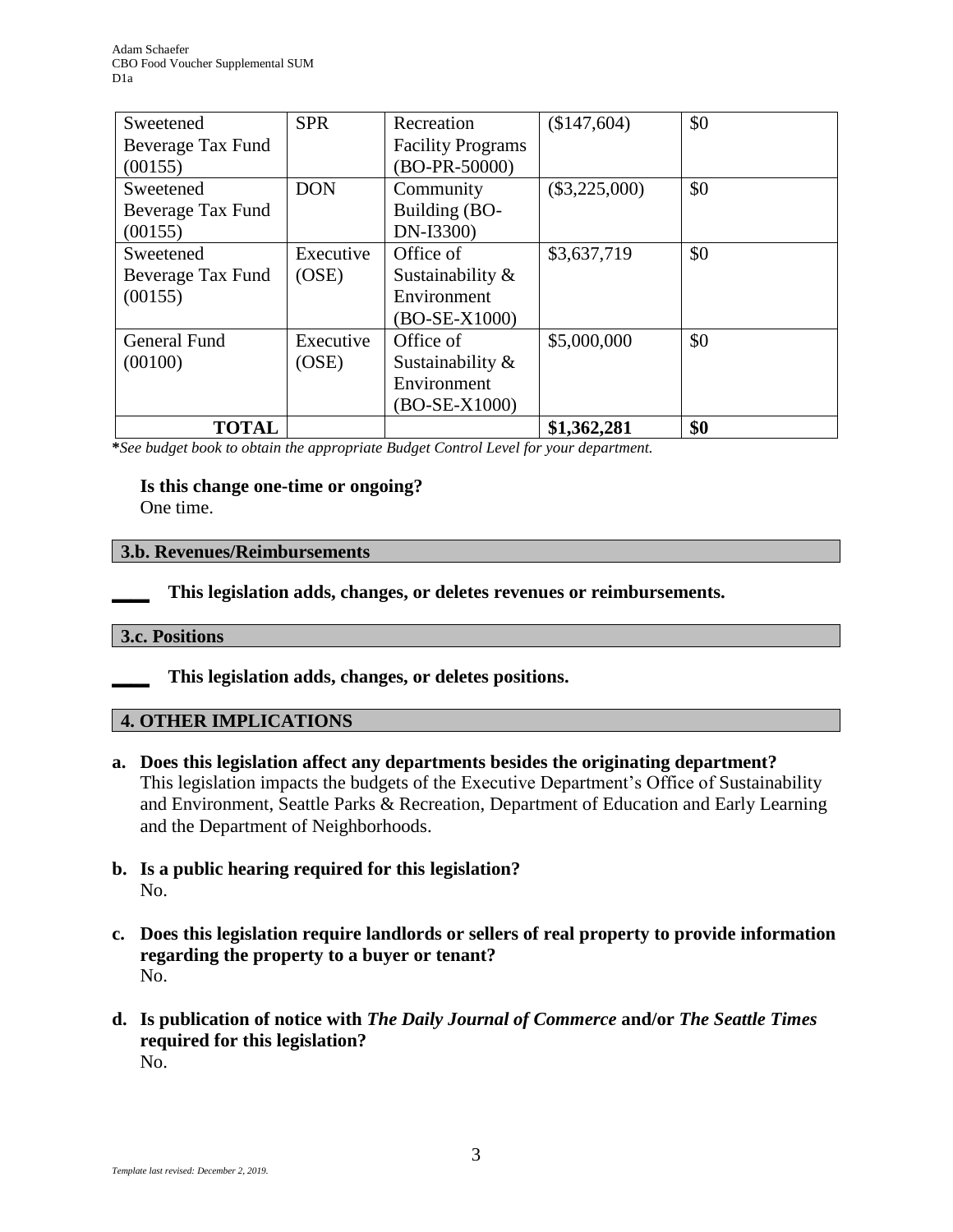| Sweetened Beverage Tax Fund (00155) | SPR | Recreation Facility Programs (BO-PR-50000) | ($147,604) | $0 |
|---|---|---|---|---|
| Sweetened Beverage Tax Fund (00155) | DON | Community Building (BO-DN-I3300) | ($3,225,000) | $0 |
| Sweetened Beverage Tax Fund (00155) | Executive (OSE) | Office of Sustainability & Environment (BO-SE-X1000) | $3,637,719 | $0 |
| General Fund (00100) | Executive (OSE) | Office of Sustainability & Environment (BO-SE-X1000) | $5,000,000 | $0 |
| **TOTAL** | | | **$1,362,281** | **$0** |

***See budget book to obtain the appropriate Budget Control Level for your department.***

**Is this change one-time or ongoing?**
One time.

### 3.b. Revenues/Reimbursements

____ **This legislation adds, changes, or deletes revenues or reimbursements.**

### 3.c. Positions

____ **This legislation adds, changes, or deletes positions.**

## 4. OTHER IMPLICATIONS

**a. Does this legislation affect any departments besides the originating department?**
This legislation impacts the budgets of the Executive Department's Office of Sustainability and Environment, Seattle Parks & Recreation, Department of Education and Early Learning and the Department of Neighborhoods.

**b. Is a public hearing required for this legislation?**
No.

**c. Does this legislation require landlords or sellers of real property to provide information regarding the property to a buyer or tenant?**
No.

**d. Is publication of notice with *The Daily Journal of Commerce* and/or *The Seattle Times* required for this legislation?**
No.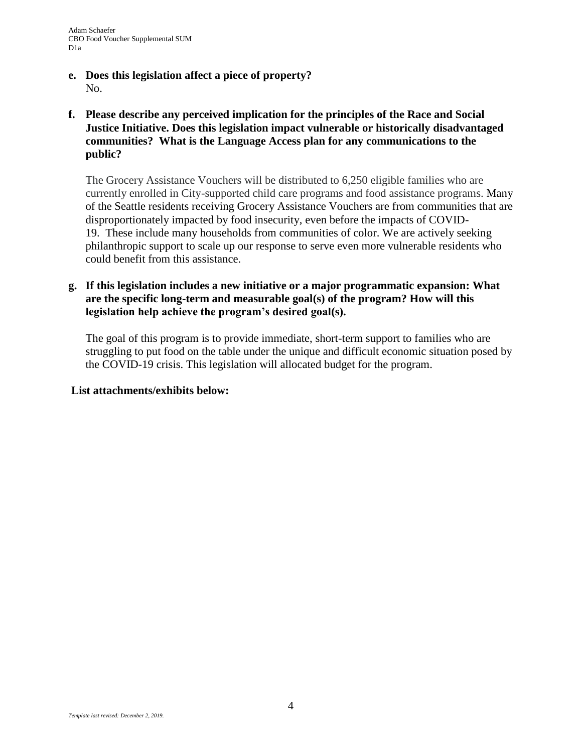**e. Does this legislation affect a piece of property?**

No.

**f. Please describe any perceived implication for the principles of the Race and Social Justice Initiative. Does this legislation impact vulnerable or historically disadvantaged communities? What is the Language Access plan for any communications to the public?**

The Grocery Assistance Vouchers will be distributed to 6,250 eligible families who are currently enrolled in City-supported child care programs and food assistance programs. Many of the Seattle residents receiving Grocery Assistance Vouchers are from communities that are disproportionately impacted by food insecurity, even before the impacts of COVID-19. These include many households from communities of color. We are actively seeking philanthropic support to scale up our response to serve even more vulnerable residents who could benefit from this assistance.

**g. If this legislation includes a new initiative or a major programmatic expansion: What are the specific long-term and measurable goal(s) of the program? How will this legislation help achieve the program's desired goal(s).**

The goal of this program is to provide immediate, short-term support to families who are struggling to put food on the table under the unique and difficult economic situation posed by the COVID-19 crisis. This legislation will allocated budget for the program.

**List attachments/exhibits below:**